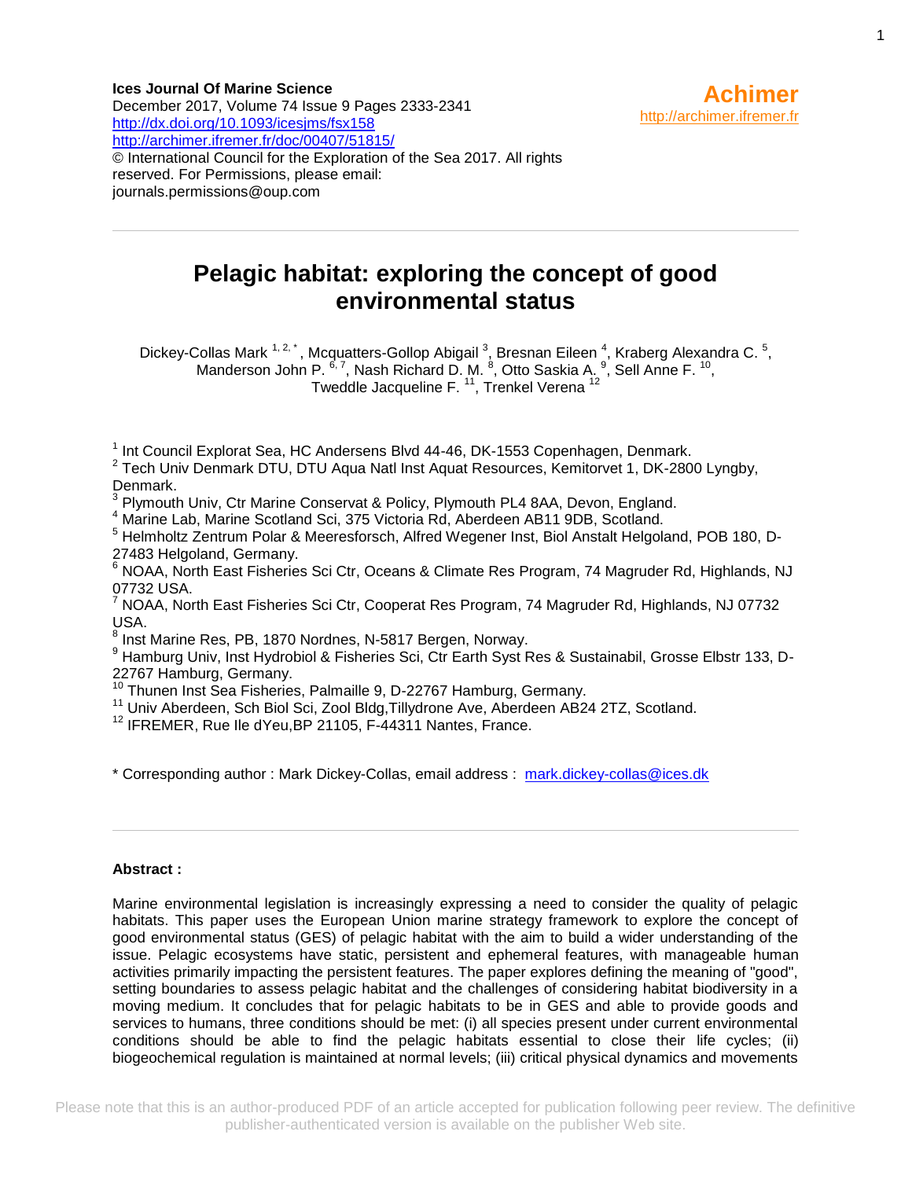**Ices Journal Of Marine Science**
December 2017, Volume 74 Issue 9 Pages 2333-2341
http://dx.doi.org/10.1093/icesjms/fsx158
http://archimer.ifremer.fr/doc/00407/51815/
© International Council for the Exploration of the Sea 2017. All rights reserved. For Permissions, please email: journals.permissions@oup.com

**Achimer**
http://archimer.ifremer.fr

# Pelagic habitat: exploring the concept of good environmental status

Dickey-Collas Mark [1, 2, *], Mcquatters-Gollop Abigail [3], Bresnan Eileen [4], Kraberg Alexandra C. [5], Manderson John P. [6, 7], Nash Richard D. M. [8], Otto Saskia A. [9], Sell Anne F. [10], Tweddle Jacqueline F. [11], Trenkel Verena [12]

[1] Int Council Explorat Sea, HC Andersens Blvd 44-46, DK-1553 Copenhagen, Denmark.
[2] Tech Univ Denmark DTU, DTU Aqua Natl Inst Aquat Resources, Kemitorvet 1, DK-2800 Lyngby, Denmark.
[3] Plymouth Univ, Ctr Marine Conservat & Policy, Plymouth PL4 8AA, Devon, England.
[4] Marine Lab, Marine Scotland Sci, 375 Victoria Rd, Aberdeen AB11 9DB, Scotland.
[5] Helmholtz Zentrum Polar & Meeresforsch, Alfred Wegener Inst, Biol Anstalt Helgoland, POB 180, D-27483 Helgoland, Germany.
[6] NOAA, North East Fisheries Sci Ctr, Oceans & Climate Res Program, 74 Magruder Rd, Highlands, NJ 07732 USA.
[7] NOAA, North East Fisheries Sci Ctr, Cooperat Res Program, 74 Magruder Rd, Highlands, NJ 07732 USA.
[8] Inst Marine Res, PB, 1870 Nordnes, N-5817 Bergen, Norway.
[9] Hamburg Univ, Inst Hydrobiol & Fisheries Sci, Ctr Earth Syst Res & Sustainabil, Grosse Elbstr 133, D-22767 Hamburg, Germany.
[10] Thunen Inst Sea Fisheries, Palmaille 9, D-22767 Hamburg, Germany.
[11] Univ Aberdeen, Sch Biol Sci, Zool Bldg,Tillydrone Ave, Aberdeen AB24 2TZ, Scotland.
[12] IFREMER, Rue Ile dYeu,BP 21105, F-44311 Nantes, France.

* Corresponding author : Mark Dickey-Collas, email address : mark.dickey-collas@ices.dk

**Abstract :**

Marine environmental legislation is increasingly expressing a need to consider the quality of pelagic habitats. This paper uses the European Union marine strategy framework to explore the concept of good environmental status (GES) of pelagic habitat with the aim to build a wider understanding of the issue. Pelagic ecosystems have static, persistent and ephemeral features, with manageable human activities primarily impacting the persistent features. The paper explores defining the meaning of "good", setting boundaries to assess pelagic habitat and the challenges of considering habitat biodiversity in a moving medium. It concludes that for pelagic habitats to be in GES and able to provide goods and services to humans, three conditions should be met: (i) all species present under current environmental conditions should be able to find the pelagic habitats essential to close their life cycles; (ii) biogeochemical regulation is maintained at normal levels; (iii) critical physical dynamics and movements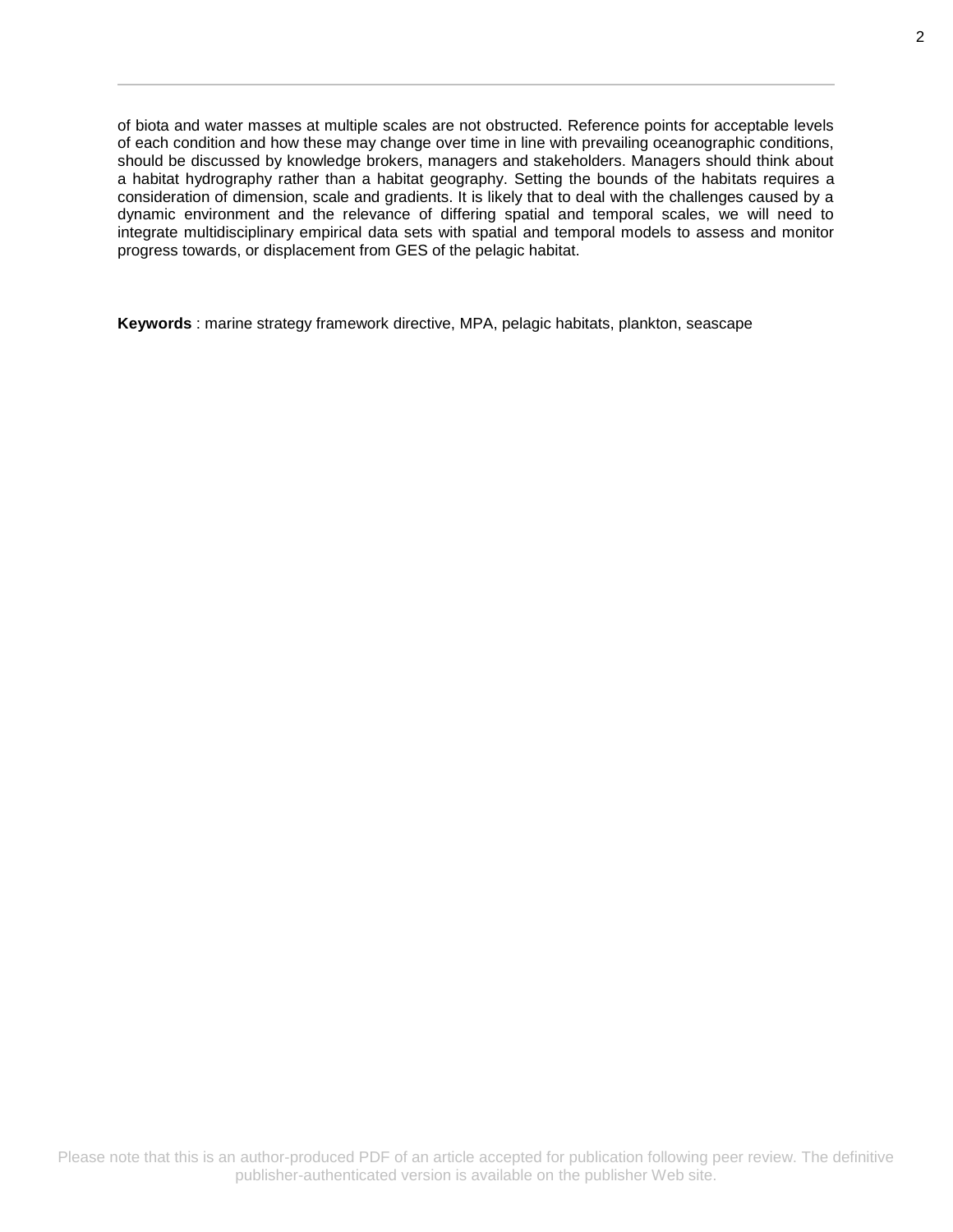of biota and water masses at multiple scales are not obstructed. Reference points for acceptable levels of each condition and how these may change over time in line with prevailing oceanographic conditions, should be discussed by knowledge brokers, managers and stakeholders. Managers should think about a habitat hydrography rather than a habitat geography. Setting the bounds of the habitats requires a consideration of dimension, scale and gradients. It is likely that to deal with the challenges caused by a dynamic environment and the relevance of differing spatial and temporal scales, we will need to integrate multidisciplinary empirical data sets with spatial and temporal models to assess and monitor progress towards, or displacement from GES of the pelagic habitat.

**Keywords** : marine strategy framework directive, MPA, pelagic habitats, plankton, seascape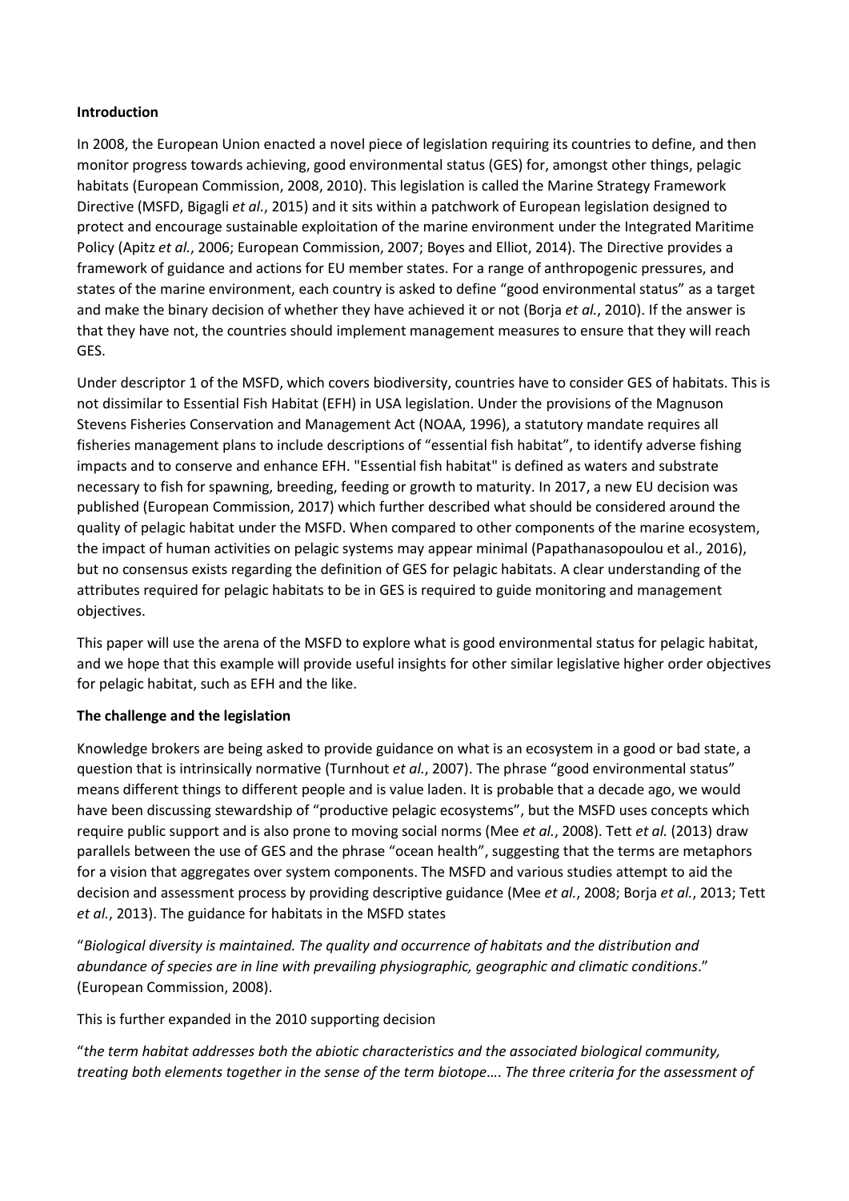## Introduction

In 2008, the European Union enacted a novel piece of legislation requiring its countries to define, and then monitor progress towards achieving, good environmental status (GES) for, amongst other things, pelagic habitats (European Commission, 2008, 2010). This legislation is called the Marine Strategy Framework Directive (MSFD, Bigagli *et al.*, 2015) and it sits within a patchwork of European legislation designed to protect and encourage sustainable exploitation of the marine environment under the Integrated Maritime Policy (Apitz *et al.*, 2006; European Commission, 2007; Boyes and Elliot, 2014). The Directive provides a framework of guidance and actions for EU member states. For a range of anthropogenic pressures, and states of the marine environment, each country is asked to define "good environmental status" as a target and make the binary decision of whether they have achieved it or not (Borja *et al.*, 2010). If the answer is that they have not, the countries should implement management measures to ensure that they will reach GES.

Under descriptor 1 of the MSFD, which covers biodiversity, countries have to consider GES of habitats. This is not dissimilar to Essential Fish Habitat (EFH) in USA legislation. Under the provisions of the Magnuson Stevens Fisheries Conservation and Management Act (NOAA, 1996), a statutory mandate requires all fisheries management plans to include descriptions of "essential fish habitat", to identify adverse fishing impacts and to conserve and enhance EFH. "Essential fish habitat" is defined as waters and substrate necessary to fish for spawning, breeding, feeding or growth to maturity. In 2017, a new EU decision was published (European Commission, 2017) which further described what should be considered around the quality of pelagic habitat under the MSFD. When compared to other components of the marine ecosystem, the impact of human activities on pelagic systems may appear minimal (Papathanasopoulou et al., 2016), but no consensus exists regarding the definition of GES for pelagic habitats. A clear understanding of the attributes required for pelagic habitats to be in GES is required to guide monitoring and management objectives.

This paper will use the arena of the MSFD to explore what is good environmental status for pelagic habitat, and we hope that this example will provide useful insights for other similar legislative higher order objectives for pelagic habitat, such as EFH and the like.

## The challenge and the legislation

Knowledge brokers are being asked to provide guidance on what is an ecosystem in a good or bad state, a question that is intrinsically normative (Turnhout *et al.*, 2007). The phrase "good environmental status" means different things to different people and is value laden. It is probable that a decade ago, we would have been discussing stewardship of "productive pelagic ecosystems", but the MSFD uses concepts which require public support and is also prone to moving social norms (Mee *et al.*, 2008). Tett *et al.* (2013) draw parallels between the use of GES and the phrase "ocean health", suggesting that the terms are metaphors for a vision that aggregates over system components. The MSFD and various studies attempt to aid the decision and assessment process by providing descriptive guidance (Mee *et al.*, 2008; Borja *et al.*, 2013; Tett *et al.*, 2013). The guidance for habitats in the MSFD states

"*Biological diversity is maintained. The quality and occurrence of habitats and the distribution and abundance of species are in line with prevailing physiographic, geographic and climatic conditions*." (European Commission, 2008).

This is further expanded in the 2010 supporting decision

"*the term habitat addresses both the abiotic characteristics and the associated biological community, treating both elements together in the sense of the term biotope…. The three criteria for the assessment of*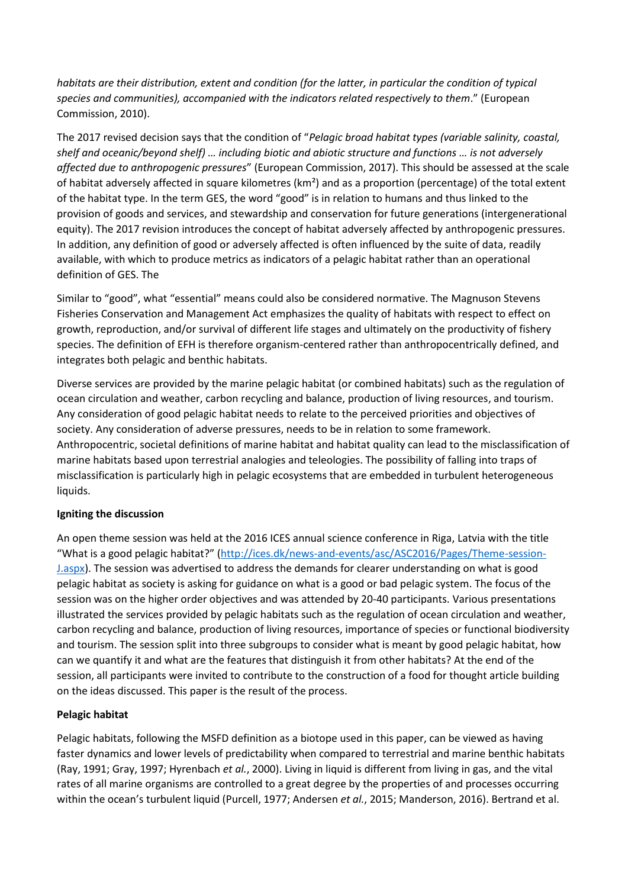*habitats are their distribution, extent and condition (for the latter, in particular the condition of typical species and communities), accompanied with the indicators related respectively to them*." (European Commission, 2010).

The 2017 revised decision says that the condition of "*Pelagic broad habitat types (variable salinity, coastal, shelf and oceanic/beyond shelf) … including biotic and abiotic structure and functions … is not adversely affected due to anthropogenic pressures*" (European Commission, 2017). This should be assessed at the scale of habitat adversely affected in square kilometres (km²) and as a proportion (percentage) of the total extent of the habitat type. In the term GES, the word "good" is in relation to humans and thus linked to the provision of goods and services, and stewardship and conservation for future generations (intergenerational equity). The 2017 revision introduces the concept of habitat adversely affected by anthropogenic pressures. In addition, any definition of good or adversely affected is often influenced by the suite of data, readily available, with which to produce metrics as indicators of a pelagic habitat rather than an operational definition of GES. The

Similar to "good", what "essential" means could also be considered normative. The Magnuson Stevens Fisheries Conservation and Management Act emphasizes the quality of habitats with respect to effect on growth, reproduction, and/or survival of different life stages and ultimately on the productivity of fishery species. The definition of EFH is therefore organism-centered rather than anthropocentrically defined, and integrates both pelagic and benthic habitats.

Diverse services are provided by the marine pelagic habitat (or combined habitats) such as the regulation of ocean circulation and weather, carbon recycling and balance, production of living resources, and tourism. Any consideration of good pelagic habitat needs to relate to the perceived priorities and objectives of society. Any consideration of adverse pressures, needs to be in relation to some framework. Anthropocentric, societal definitions of marine habitat and habitat quality can lead to the misclassification of marine habitats based upon terrestrial analogies and teleologies. The possibility of falling into traps of misclassification is particularly high in pelagic ecosystems that are embedded in turbulent heterogeneous liquids.

**Igniting the discussion**

An open theme session was held at the 2016 ICES annual science conference in Riga, Latvia with the title "What is a good pelagic habitat?" (http://ices.dk/news-and-events/asc/ASC2016/Pages/Theme-session-J.aspx). The session was advertised to address the demands for clearer understanding on what is good pelagic habitat as society is asking for guidance on what is a good or bad pelagic system. The focus of the session was on the higher order objectives and was attended by 20-40 participants. Various presentations illustrated the services provided by pelagic habitats such as the regulation of ocean circulation and weather, carbon recycling and balance, production of living resources, importance of species or functional biodiversity and tourism. The session split into three subgroups to consider what is meant by good pelagic habitat, how can we quantify it and what are the features that distinguish it from other habitats? At the end of the session, all participants were invited to contribute to the construction of a food for thought article building on the ideas discussed. This paper is the result of the process.

**Pelagic habitat**

Pelagic habitats, following the MSFD definition as a biotope used in this paper, can be viewed as having faster dynamics and lower levels of predictability when compared to terrestrial and marine benthic habitats (Ray, 1991; Gray, 1997; Hyrenbach *et al.*, 2000). Living in liquid is different from living in gas, and the vital rates of all marine organisms are controlled to a great degree by the properties of and processes occurring within the ocean's turbulent liquid (Purcell, 1977; Andersen *et al.*, 2015; Manderson, 2016). Bertrand et al.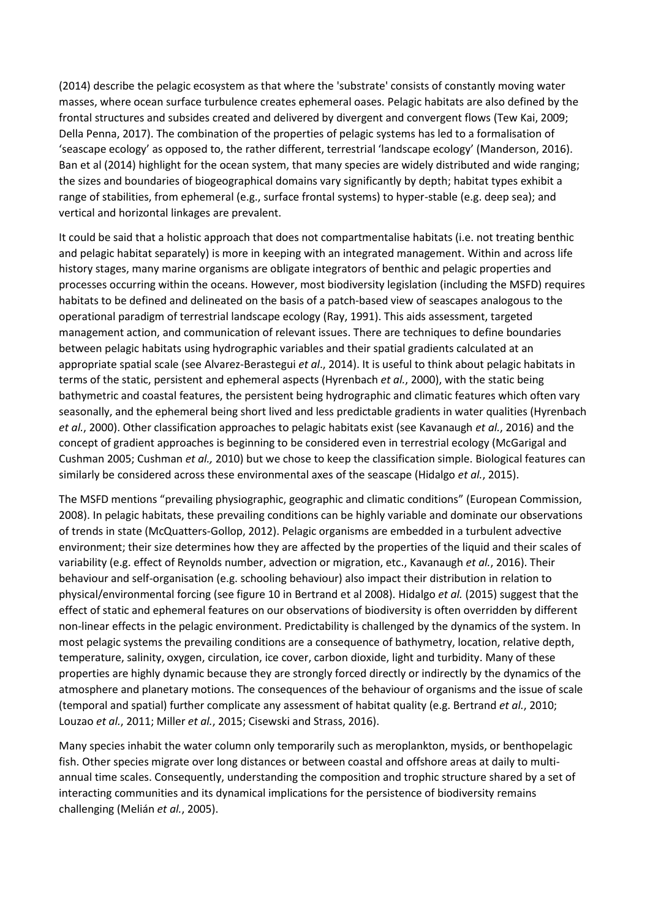(2014) describe the pelagic ecosystem as that where the 'substrate' consists of constantly moving water masses, where ocean surface turbulence creates ephemeral oases. Pelagic habitats are also defined by the frontal structures and subsides created and delivered by divergent and convergent flows (Tew Kai, 2009; Della Penna, 2017). The combination of the properties of pelagic systems has led to a formalisation of 'seascape ecology' as opposed to, the rather different, terrestrial 'landscape ecology' (Manderson, 2016). Ban et al (2014) highlight for the ocean system, that many species are widely distributed and wide ranging; the sizes and boundaries of biogeographical domains vary significantly by depth; habitat types exhibit a range of stabilities, from ephemeral (e.g., surface frontal systems) to hyper-stable (e.g. deep sea); and vertical and horizontal linkages are prevalent.

It could be said that a holistic approach that does not compartmentalise habitats (i.e. not treating benthic and pelagic habitat separately) is more in keeping with an integrated management. Within and across life history stages, many marine organisms are obligate integrators of benthic and pelagic properties and processes occurring within the oceans. However, most biodiversity legislation (including the MSFD) requires habitats to be defined and delineated on the basis of a patch-based view of seascapes analogous to the operational paradigm of terrestrial landscape ecology (Ray, 1991). This aids assessment, targeted management action, and communication of relevant issues. There are techniques to define boundaries between pelagic habitats using hydrographic variables and their spatial gradients calculated at an appropriate spatial scale (see Alvarez-Berastegui *et al*., 2014). It is useful to think about pelagic habitats in terms of the static, persistent and ephemeral aspects (Hyrenbach *et al.*, 2000), with the static being bathymetric and coastal features, the persistent being hydrographic and climatic features which often vary seasonally, and the ephemeral being short lived and less predictable gradients in water qualities (Hyrenbach *et al.*, 2000). Other classification approaches to pelagic habitats exist (see Kavanaugh *et al.*, 2016) and the concept of gradient approaches is beginning to be considered even in terrestrial ecology (McGarigal and Cushman 2005; Cushman *et al.,* 2010) but we chose to keep the classification simple. Biological features can similarly be considered across these environmental axes of the seascape (Hidalgo *et al.*, 2015).

The MSFD mentions "prevailing physiographic, geographic and climatic conditions" (European Commission, 2008). In pelagic habitats, these prevailing conditions can be highly variable and dominate our observations of trends in state (McQuatters-Gollop, 2012). Pelagic organisms are embedded in a turbulent advective environment; their size determines how they are affected by the properties of the liquid and their scales of variability (e.g. effect of Reynolds number, advection or migration, etc., Kavanaugh *et al.*, 2016). Their behaviour and self-organisation (e.g. schooling behaviour) also impact their distribution in relation to physical/environmental forcing (see figure 10 in Bertrand et al 2008). Hidalgo *et al.* (2015) suggest that the effect of static and ephemeral features on our observations of biodiversity is often overridden by different non-linear effects in the pelagic environment. Predictability is challenged by the dynamics of the system. In most pelagic systems the prevailing conditions are a consequence of bathymetry, location, relative depth, temperature, salinity, oxygen, circulation, ice cover, carbon dioxide, light and turbidity. Many of these properties are highly dynamic because they are strongly forced directly or indirectly by the dynamics of the atmosphere and planetary motions. The consequences of the behaviour of organisms and the issue of scale (temporal and spatial) further complicate any assessment of habitat quality (e.g. Bertrand *et al.*, 2010; Louzao *et al.*, 2011; Miller *et al.*, 2015; Cisewski and Strass, 2016).

Many species inhabit the water column only temporarily such as meroplankton, mysids, or benthopelagic fish. Other species migrate over long distances or between coastal and offshore areas at daily to multi-annual time scales. Consequently, understanding the composition and trophic structure shared by a set of interacting communities and its dynamical implications for the persistence of biodiversity remains challenging (Melián *et al.*, 2005).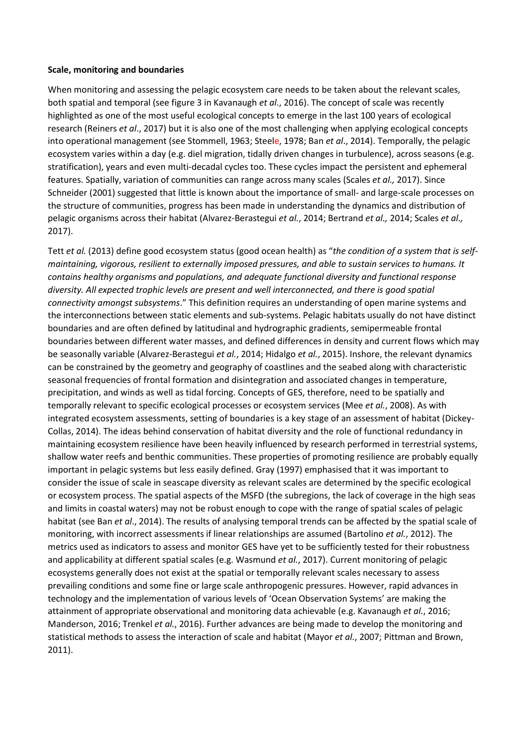**Scale, monitoring and boundaries**

When monitoring and assessing the pelagic ecosystem care needs to be taken about the relevant scales, both spatial and temporal (see figure 3 in Kavanaugh *et al.*, 2016). The concept of scale was recently highlighted as one of the most useful ecological concepts to emerge in the last 100 years of ecological research (Reiners *et al*., 2017) but it is also one of the most challenging when applying ecological concepts into operational management (see Stommell, 1963; Steele, 1978; Ban *et al*., 2014). Temporally, the pelagic ecosystem varies within a day (e.g. diel migration, tidally driven changes in turbulence), across seasons (e.g. stratification), years and even multi-decadal cycles too. These cycles impact the persistent and ephemeral features. Spatially, variation of communities can range across many scales (Scales *et al.,* 2017). Since Schneider (2001) suggested that little is known about the importance of small- and large-scale processes on the structure of communities, progress has been made in understanding the dynamics and distribution of pelagic organisms across their habitat (Alvarez-Berastegui *et al.*, 2014; Bertrand *et al.,* 2014; Scales *et al.,* 2017).

Tett *et al.* (2013) define good ecosystem status (good ocean health) as "*the condition of a system that is self-maintaining, vigorous, resilient to externally imposed pressures, and able to sustain services to humans. It contains healthy organisms and populations, and adequate functional diversity and functional response diversity. All expected trophic levels are present and well interconnected, and there is good spatial connectivity amongst subsystems*." This definition requires an understanding of open marine systems and the interconnections between static elements and sub-systems. Pelagic habitats usually do not have distinct boundaries and are often defined by latitudinal and hydrographic gradients, semipermeable frontal boundaries between different water masses, and defined differences in density and current flows which may be seasonally variable (Alvarez-Berastegui *et al.*, 2014; Hidalgo *et al.*, 2015). Inshore, the relevant dynamics can be constrained by the geometry and geography of coastlines and the seabed along with characteristic seasonal frequencies of frontal formation and disintegration and associated changes in temperature, precipitation, and winds as well as tidal forcing. Concepts of GES, therefore, need to be spatially and temporally relevant to specific ecological processes or ecosystem services (Mee *et al.*, 2008). As with integrated ecosystem assessments, setting of boundaries is a key stage of an assessment of habitat (Dickey-Collas, 2014). The ideas behind conservation of habitat diversity and the role of functional redundancy in maintaining ecosystem resilience have been heavily influenced by research performed in terrestrial systems, shallow water reefs and benthic communities. These properties of promoting resilience are probably equally important in pelagic systems but less easily defined. Gray (1997) emphasised that it was important to consider the issue of scale in seascape diversity as relevant scales are determined by the specific ecological or ecosystem process. The spatial aspects of the MSFD (the subregions, the lack of coverage in the high seas and limits in coastal waters) may not be robust enough to cope with the range of spatial scales of pelagic habitat (see Ban *et al*., 2014). The results of analysing temporal trends can be affected by the spatial scale of monitoring, with incorrect assessments if linear relationships are assumed (Bartolino *et al.*, 2012). The metrics used as indicators to assess and monitor GES have yet to be sufficiently tested for their robustness and applicability at different spatial scales (e.g. Wasmund *et al.*, 2017). Current monitoring of pelagic ecosystems generally does not exist at the spatial or temporally relevant scales necessary to assess prevailing conditions and some fine or large scale anthropogenic pressures. However, rapid advances in technology and the implementation of various levels of 'Ocean Observation Systems' are making the attainment of appropriate observational and monitoring data achievable (e.g. Kavanaugh *et al.*, 2016; Manderson, 2016; Trenkel *et al.*, 2016). Further advances are being made to develop the monitoring and statistical methods to assess the interaction of scale and habitat (Mayor *et al.*, 2007; Pittman and Brown, 2011).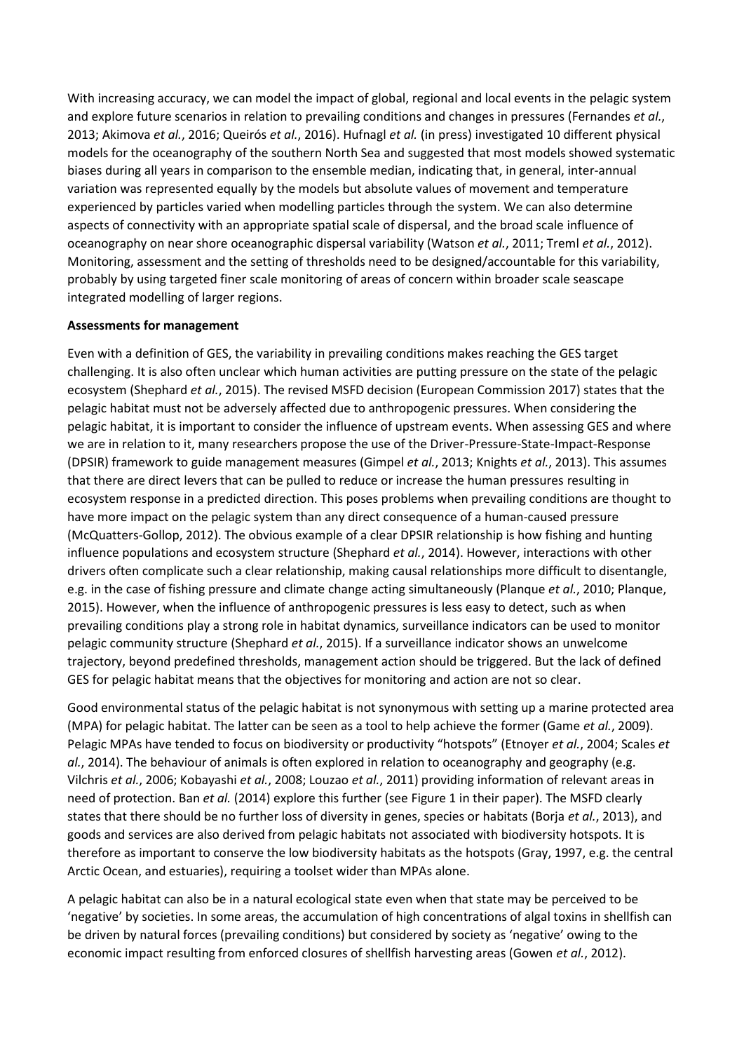With increasing accuracy, we can model the impact of global, regional and local events in the pelagic system and explore future scenarios in relation to prevailing conditions and changes in pressures (Fernandes *et al.*, 2013; Akimova *et al.*, 2016; Queirós *et al.*, 2016). Hufnagl *et al.* (in press) investigated 10 different physical models for the oceanography of the southern North Sea and suggested that most models showed systematic biases during all years in comparison to the ensemble median, indicating that, in general, inter-annual variation was represented equally by the models but absolute values of movement and temperature experienced by particles varied when modelling particles through the system. We can also determine aspects of connectivity with an appropriate spatial scale of dispersal, and the broad scale influence of oceanography on near shore oceanographic dispersal variability (Watson *et al.*, 2011; Treml *et al.*, 2012). Monitoring, assessment and the setting of thresholds need to be designed/accountable for this variability, probably by using targeted finer scale monitoring of areas of concern within broader scale seascape integrated modelling of larger regions.

**Assessments for management**

Even with a definition of GES, the variability in prevailing conditions makes reaching the GES target challenging. It is also often unclear which human activities are putting pressure on the state of the pelagic ecosystem (Shephard *et al.*, 2015). The revised MSFD decision (European Commission 2017) states that the pelagic habitat must not be adversely affected due to anthropogenic pressures. When considering the pelagic habitat, it is important to consider the influence of upstream events. When assessing GES and where we are in relation to it, many researchers propose the use of the Driver-Pressure-State-Impact-Response (DPSIR) framework to guide management measures (Gimpel *et al.*, 2013; Knights *et al.*, 2013). This assumes that there are direct levers that can be pulled to reduce or increase the human pressures resulting in ecosystem response in a predicted direction. This poses problems when prevailing conditions are thought to have more impact on the pelagic system than any direct consequence of a human-caused pressure (McQuatters-Gollop, 2012). The obvious example of a clear DPSIR relationship is how fishing and hunting influence populations and ecosystem structure (Shephard *et al.*, 2014). However, interactions with other drivers often complicate such a clear relationship, making causal relationships more difficult to disentangle, e.g. in the case of fishing pressure and climate change acting simultaneously (Planque *et al.*, 2010; Planque, 2015). However, when the influence of anthropogenic pressures is less easy to detect, such as when prevailing conditions play a strong role in habitat dynamics, surveillance indicators can be used to monitor pelagic community structure (Shephard *et al.*, 2015). If a surveillance indicator shows an unwelcome trajectory, beyond predefined thresholds, management action should be triggered. But the lack of defined GES for pelagic habitat means that the objectives for monitoring and action are not so clear.

Good environmental status of the pelagic habitat is not synonymous with setting up a marine protected area (MPA) for pelagic habitat. The latter can be seen as a tool to help achieve the former (Game *et al.*, 2009). Pelagic MPAs have tended to focus on biodiversity or productivity "hotspots" (Etnoyer *et al.*, 2004; Scales *et al.*, 2014). The behaviour of animals is often explored in relation to oceanography and geography (e.g. Vilchris *et al.*, 2006; Kobayashi *et al.*, 2008; Louzao *et al.*, 2011) providing information of relevant areas in need of protection. Ban *et al.* (2014) explore this further (see Figure 1 in their paper). The MSFD clearly states that there should be no further loss of diversity in genes, species or habitats (Borja *et al.*, 2013), and goods and services are also derived from pelagic habitats not associated with biodiversity hotspots. It is therefore as important to conserve the low biodiversity habitats as the hotspots (Gray, 1997, e.g. the central Arctic Ocean, and estuaries), requiring a toolset wider than MPAs alone.

A pelagic habitat can also be in a natural ecological state even when that state may be perceived to be 'negative' by societies. In some areas, the accumulation of high concentrations of algal toxins in shellfish can be driven by natural forces (prevailing conditions) but considered by society as 'negative' owing to the economic impact resulting from enforced closures of shellfish harvesting areas (Gowen *et al.*, 2012).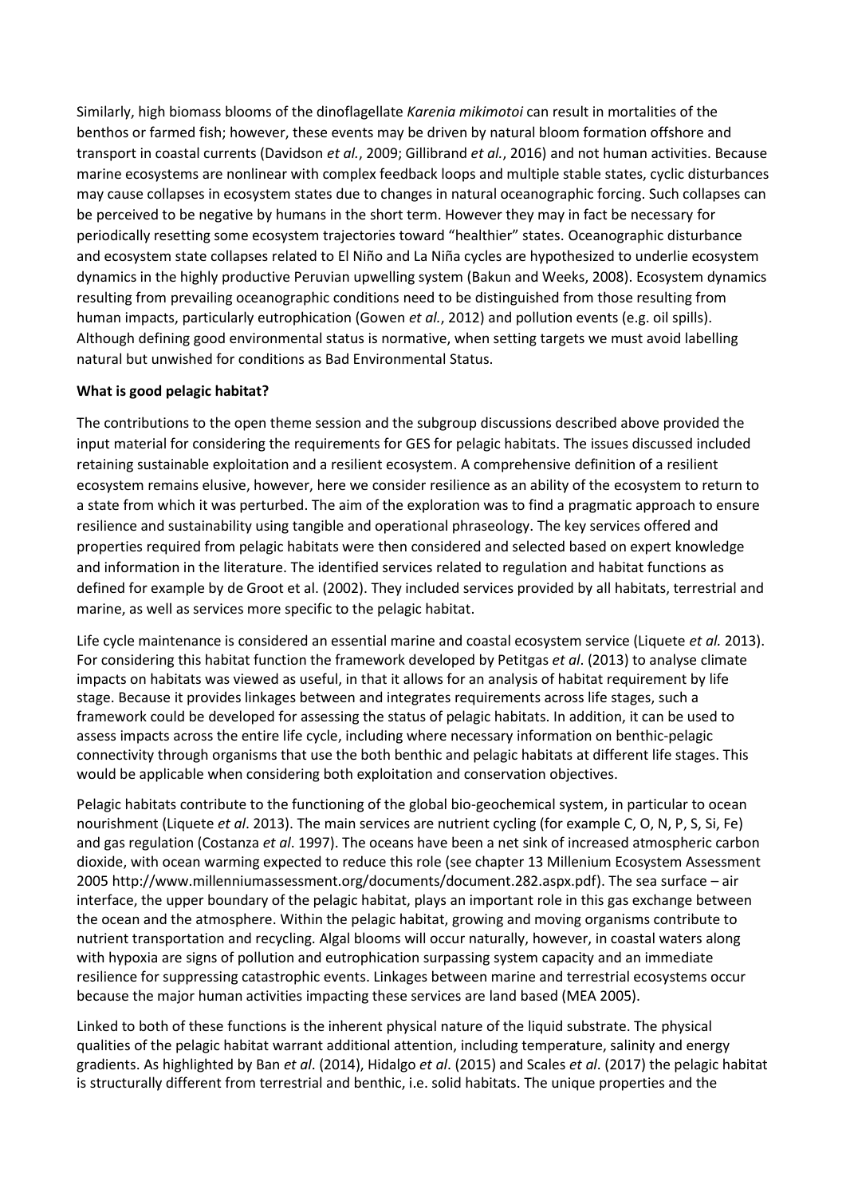Similarly, high biomass blooms of the dinoflagellate *Karenia mikimotoi* can result in mortalities of the benthos or farmed fish; however, these events may be driven by natural bloom formation offshore and transport in coastal currents (Davidson *et al.*, 2009; Gillibrand *et al.*, 2016) and not human activities. Because marine ecosystems are nonlinear with complex feedback loops and multiple stable states, cyclic disturbances may cause collapses in ecosystem states due to changes in natural oceanographic forcing. Such collapses can be perceived to be negative by humans in the short term. However they may in fact be necessary for periodically resetting some ecosystem trajectories toward "healthier" states. Oceanographic disturbance and ecosystem state collapses related to El Niño and La Niña cycles are hypothesized to underlie ecosystem dynamics in the highly productive Peruvian upwelling system (Bakun and Weeks, 2008). Ecosystem dynamics resulting from prevailing oceanographic conditions need to be distinguished from those resulting from human impacts, particularly eutrophication (Gowen *et al.*, 2012) and pollution events (e.g. oil spills). Although defining good environmental status is normative, when setting targets we must avoid labelling natural but unwished for conditions as Bad Environmental Status.

**What is good pelagic habitat?**

The contributions to the open theme session and the subgroup discussions described above provided the input material for considering the requirements for GES for pelagic habitats. The issues discussed included retaining sustainable exploitation and a resilient ecosystem. A comprehensive definition of a resilient ecosystem remains elusive, however, here we consider resilience as an ability of the ecosystem to return to a state from which it was perturbed. The aim of the exploration was to find a pragmatic approach to ensure resilience and sustainability using tangible and operational phraseology. The key services offered and properties required from pelagic habitats were then considered and selected based on expert knowledge and information in the literature. The identified services related to regulation and habitat functions as defined for example by de Groot et al. (2002). They included services provided by all habitats, terrestrial and marine, as well as services more specific to the pelagic habitat.

Life cycle maintenance is considered an essential marine and coastal ecosystem service (Liquete *et al.* 2013). For considering this habitat function the framework developed by Petitgas *et al*. (2013) to analyse climate impacts on habitats was viewed as useful, in that it allows for an analysis of habitat requirement by life stage. Because it provides linkages between and integrates requirements across life stages, such a framework could be developed for assessing the status of pelagic habitats. In addition, it can be used to assess impacts across the entire life cycle, including where necessary information on benthic-pelagic connectivity through organisms that use the both benthic and pelagic habitats at different life stages. This would be applicable when considering both exploitation and conservation objectives.

Pelagic habitats contribute to the functioning of the global bio-geochemical system, in particular to ocean nourishment (Liquete *et al*. 2013). The main services are nutrient cycling (for example C, O, N, P, S, Si, Fe) and gas regulation (Costanza *et al*. 1997). The oceans have been a net sink of increased atmospheric carbon dioxide, with ocean warming expected to reduce this role (see chapter 13 Millenium Ecosystem Assessment 2005 http://www.millenniumassessment.org/documents/document.282.aspx.pdf). The sea surface – air interface, the upper boundary of the pelagic habitat, plays an important role in this gas exchange between the ocean and the atmosphere. Within the pelagic habitat, growing and moving organisms contribute to nutrient transportation and recycling. Algal blooms will occur naturally, however, in coastal waters along with hypoxia are signs of pollution and eutrophication surpassing system capacity and an immediate resilience for suppressing catastrophic events. Linkages between marine and terrestrial ecosystems occur because the major human activities impacting these services are land based (MEA 2005).

Linked to both of these functions is the inherent physical nature of the liquid substrate. The physical qualities of the pelagic habitat warrant additional attention, including temperature, salinity and energy gradients. As highlighted by Ban *et al*. (2014), Hidalgo *et al*. (2015) and Scales *et al*. (2017) the pelagic habitat is structurally different from terrestrial and benthic, i.e. solid habitats. The unique properties and the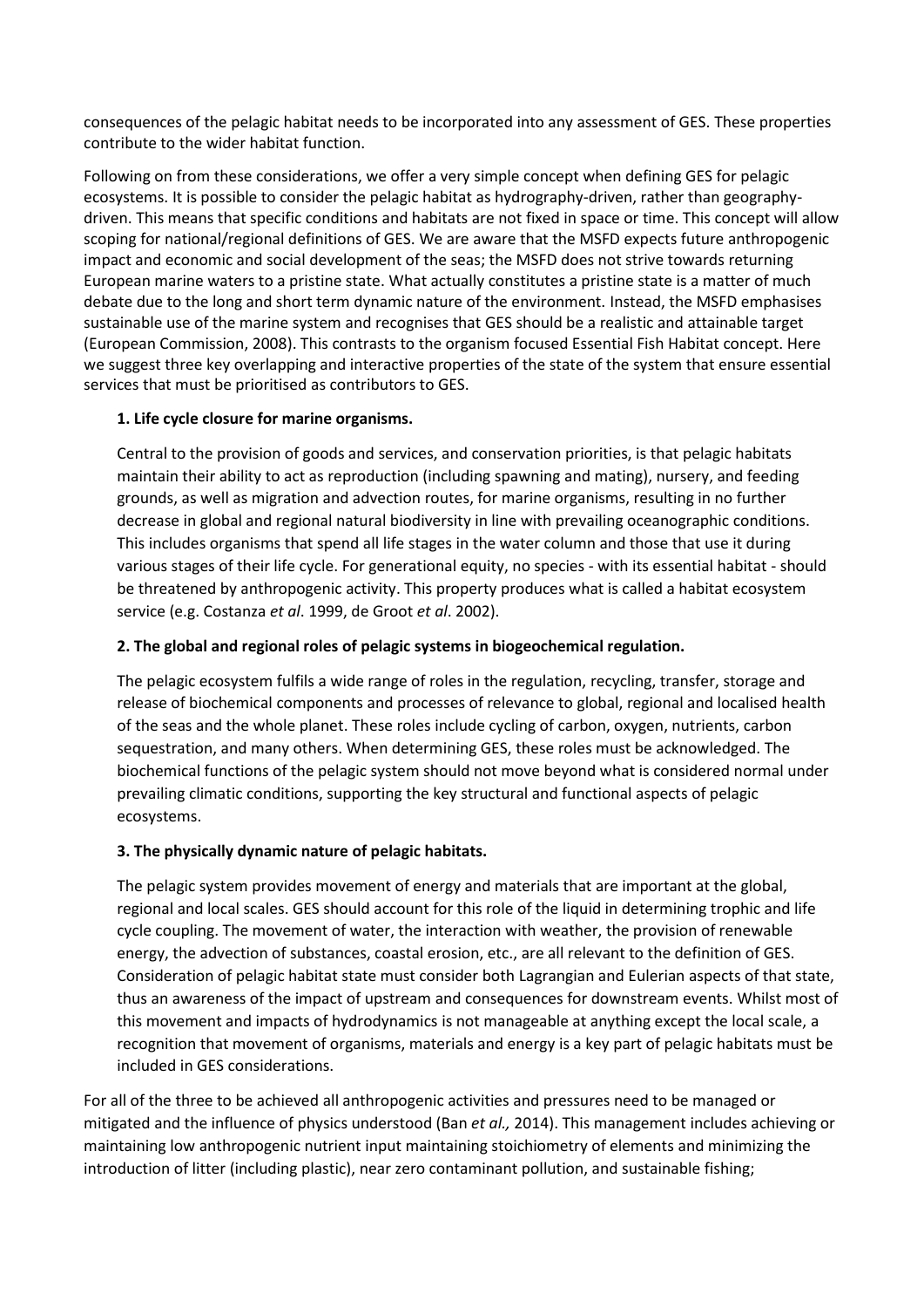consequences of the pelagic habitat needs to be incorporated into any assessment of GES. These properties contribute to the wider habitat function.

Following on from these considerations, we offer a very simple concept when defining GES for pelagic ecosystems. It is possible to consider the pelagic habitat as hydrography-driven, rather than geography-driven. This means that specific conditions and habitats are not fixed in space or time. This concept will allow scoping for national/regional definitions of GES. We are aware that the MSFD expects future anthropogenic impact and economic and social development of the seas; the MSFD does not strive towards returning European marine waters to a pristine state. What actually constitutes a pristine state is a matter of much debate due to the long and short term dynamic nature of the environment. Instead, the MSFD emphasises sustainable use of the marine system and recognises that GES should be a realistic and attainable target (European Commission, 2008). This contrasts to the organism focused Essential Fish Habitat concept. Here we suggest three key overlapping and interactive properties of the state of the system that ensure essential services that must be prioritised as contributors to GES.

**1. Life cycle closure for marine organisms.**

Central to the provision of goods and services, and conservation priorities, is that pelagic habitats maintain their ability to act as reproduction (including spawning and mating), nursery, and feeding grounds, as well as migration and advection routes, for marine organisms, resulting in no further decrease in global and regional natural biodiversity in line with prevailing oceanographic conditions. This includes organisms that spend all life stages in the water column and those that use it during various stages of their life cycle. For generational equity, no species - with its essential habitat - should be threatened by anthropogenic activity. This property produces what is called a habitat ecosystem service (e.g. Costanza *et al*. 1999, de Groot *et al*. 2002).

**2. The global and regional roles of pelagic systems in biogeochemical regulation.**

The pelagic ecosystem fulfils a wide range of roles in the regulation, recycling, transfer, storage and release of biochemical components and processes of relevance to global, regional and localised health of the seas and the whole planet. These roles include cycling of carbon, oxygen, nutrients, carbon sequestration, and many others. When determining GES, these roles must be acknowledged. The biochemical functions of the pelagic system should not move beyond what is considered normal under prevailing climatic conditions, supporting the key structural and functional aspects of pelagic ecosystems.

**3. The physically dynamic nature of pelagic habitats.**

The pelagic system provides movement of energy and materials that are important at the global, regional and local scales. GES should account for this role of the liquid in determining trophic and life cycle coupling. The movement of water, the interaction with weather, the provision of renewable energy, the advection of substances, coastal erosion, etc., are all relevant to the definition of GES. Consideration of pelagic habitat state must consider both Lagrangian and Eulerian aspects of that state, thus an awareness of the impact of upstream and consequences for downstream events. Whilst most of this movement and impacts of hydrodynamics is not manageable at anything except the local scale, a recognition that movement of organisms, materials and energy is a key part of pelagic habitats must be included in GES considerations.

For all of the three to be achieved all anthropogenic activities and pressures need to be managed or mitigated and the influence of physics understood (Ban *et al.,* 2014). This management includes achieving or maintaining low anthropogenic nutrient input maintaining stoichiometry of elements and minimizing the introduction of litter (including plastic), near zero contaminant pollution, and sustainable fishing;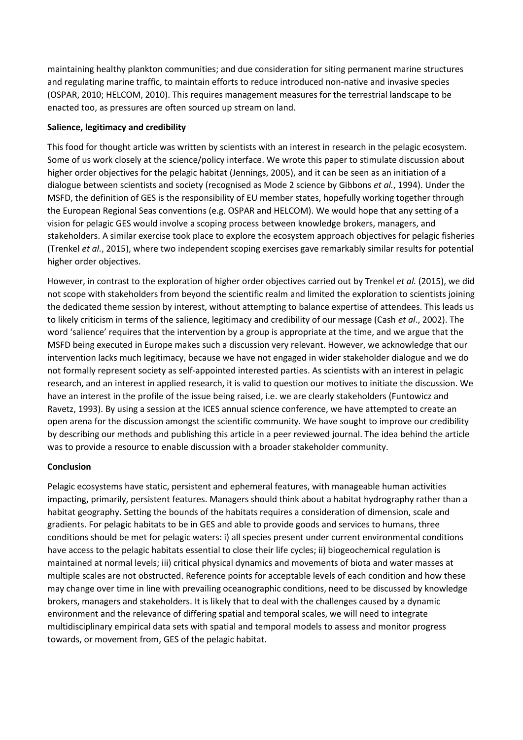maintaining healthy plankton communities; and due consideration for siting permanent marine structures and regulating marine traffic, to maintain efforts to reduce introduced non-native and invasive species (OSPAR, 2010; HELCOM, 2010). This requires management measures for the terrestrial landscape to be enacted too, as pressures are often sourced up stream on land.

**Salience, legitimacy and credibility**

This food for thought article was written by scientists with an interest in research in the pelagic ecosystem. Some of us work closely at the science/policy interface. We wrote this paper to stimulate discussion about higher order objectives for the pelagic habitat (Jennings, 2005), and it can be seen as an initiation of a dialogue between scientists and society (recognised as Mode 2 science by Gibbons *et al.*, 1994). Under the MSFD, the definition of GES is the responsibility of EU member states, hopefully working together through the European Regional Seas conventions (e.g. OSPAR and HELCOM). We would hope that any setting of a vision for pelagic GES would involve a scoping process between knowledge brokers, managers, and stakeholders. A similar exercise took place to explore the ecosystem approach objectives for pelagic fisheries (Trenkel *et al.*, 2015), where two independent scoping exercises gave remarkably similar results for potential higher order objectives.

However, in contrast to the exploration of higher order objectives carried out by Trenkel *et al.* (2015), we did not scope with stakeholders from beyond the scientific realm and limited the exploration to scientists joining the dedicated theme session by interest, without attempting to balance expertise of attendees. This leads us to likely criticism in terms of the salience, legitimacy and credibility of our message (Cash *et al*., 2002). The word 'salience' requires that the intervention by a group is appropriate at the time, and we argue that the MSFD being executed in Europe makes such a discussion very relevant. However, we acknowledge that our intervention lacks much legitimacy, because we have not engaged in wider stakeholder dialogue and we do not formally represent society as self-appointed interested parties. As scientists with an interest in pelagic research, and an interest in applied research, it is valid to question our motives to initiate the discussion. We have an interest in the profile of the issue being raised, i.e. we are clearly stakeholders (Funtowicz and Ravetz, 1993). By using a session at the ICES annual science conference, we have attempted to create an open arena for the discussion amongst the scientific community. We have sought to improve our credibility by describing our methods and publishing this article in a peer reviewed journal. The idea behind the article was to provide a resource to enable discussion with a broader stakeholder community.

**Conclusion**

Pelagic ecosystems have static, persistent and ephemeral features, with manageable human activities impacting, primarily, persistent features. Managers should think about a habitat hydrography rather than a habitat geography. Setting the bounds of the habitats requires a consideration of dimension, scale and gradients. For pelagic habitats to be in GES and able to provide goods and services to humans, three conditions should be met for pelagic waters: i) all species present under current environmental conditions have access to the pelagic habitats essential to close their life cycles; ii) biogeochemical regulation is maintained at normal levels; iii) critical physical dynamics and movements of biota and water masses at multiple scales are not obstructed. Reference points for acceptable levels of each condition and how these may change over time in line with prevailing oceanographic conditions, need to be discussed by knowledge brokers, managers and stakeholders. It is likely that to deal with the challenges caused by a dynamic environment and the relevance of differing spatial and temporal scales, we will need to integrate multidisciplinary empirical data sets with spatial and temporal models to assess and monitor progress towards, or movement from, GES of the pelagic habitat.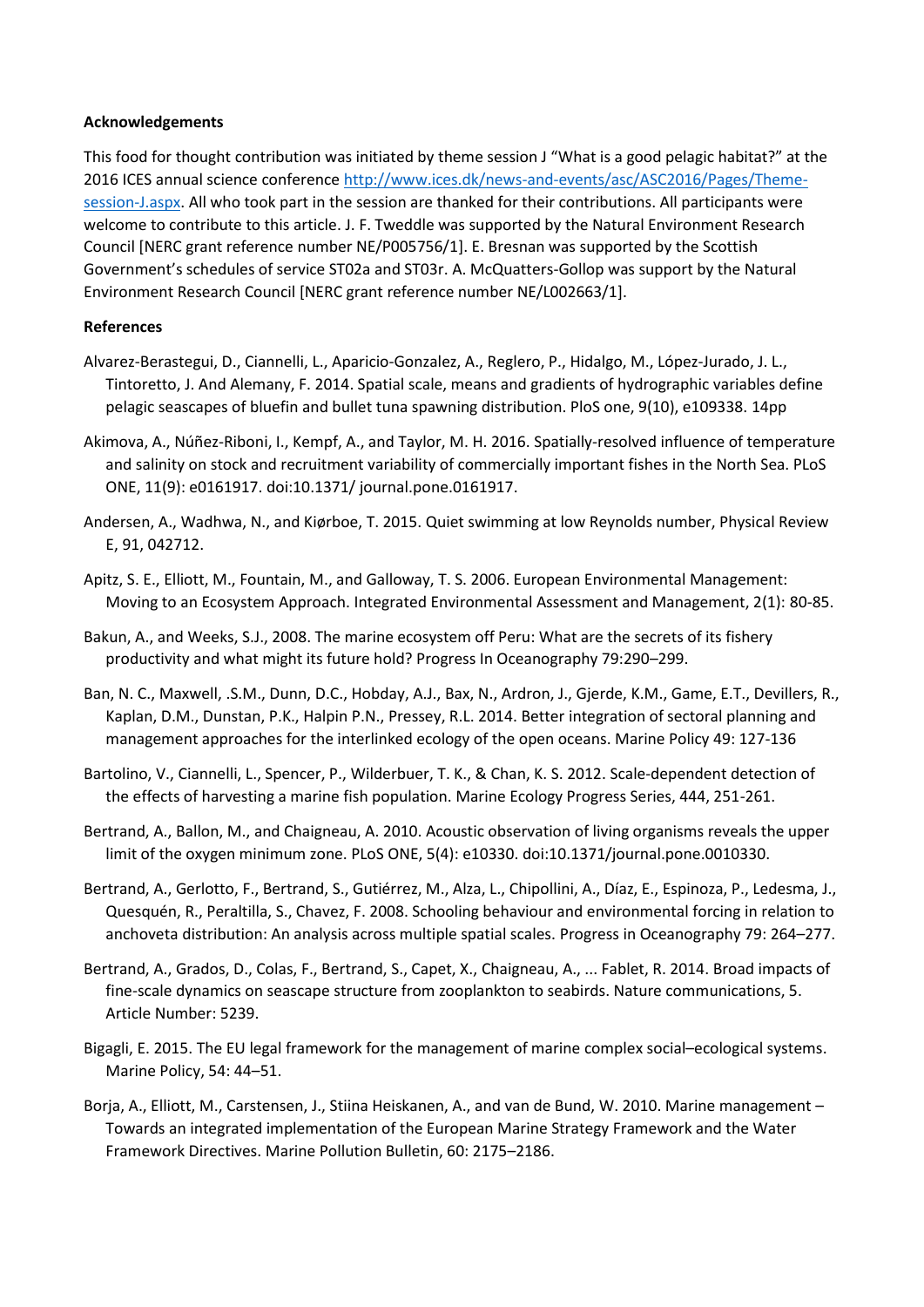**Acknowledgements**

This food for thought contribution was initiated by theme session J "What is a good pelagic habitat?" at the 2016 ICES annual science conference http://www.ices.dk/news-and-events/asc/ASC2016/Pages/Theme-session-J.aspx. All who took part in the session are thanked for their contributions. All participants were welcome to contribute to this article. J. F. Tweddle was supported by the Natural Environment Research Council [NERC grant reference number NE/P005756/1]. E. Bresnan was supported by the Scottish Government's schedules of service ST02a and ST03r. A. McQuatters-Gollop was support by the Natural Environment Research Council [NERC grant reference number NE/L002663/1].

**References**

Alvarez-Berastegui, D., Ciannelli, L., Aparicio-Gonzalez, A., Reglero, P., Hidalgo, M., López-Jurado, J. L., Tintoretto, J. And Alemany, F. 2014. Spatial scale, means and gradients of hydrographic variables define pelagic seascapes of bluefin and bullet tuna spawning distribution. PloS one, 9(10), e109338. 14pp

Akimova, A., Núñez-Riboni, I., Kempf, A., and Taylor, M. H. 2016. Spatially-resolved influence of temperature and salinity on stock and recruitment variability of commercially important fishes in the North Sea. PLoS ONE, 11(9): e0161917. doi:10.1371/ journal.pone.0161917.

Andersen, A., Wadhwa, N., and Kiørboe, T. 2015. Quiet swimming at low Reynolds number, Physical Review E, 91, 042712.

Apitz, S. E., Elliott, M., Fountain, M., and Galloway, T. S. 2006. European Environmental Management: Moving to an Ecosystem Approach. Integrated Environmental Assessment and Management, 2(1): 80-85.

Bakun, A., and Weeks, S.J., 2008. The marine ecosystem off Peru: What are the secrets of its fishery productivity and what might its future hold? Progress In Oceanography 79:290–299.

Ban, N. C., Maxwell, .S.M., Dunn, D.C., Hobday, A.J., Bax, N., Ardron, J., Gjerde, K.M., Game, E.T., Devillers, R., Kaplan, D.M., Dunstan, P.K., Halpin P.N., Pressey, R.L. 2014. Better integration of sectoral planning and management approaches for the interlinked ecology of the open oceans. Marine Policy 49: 127-136

Bartolino, V., Ciannelli, L., Spencer, P., Wilderbuer, T. K., & Chan, K. S. 2012. Scale-dependent detection of the effects of harvesting a marine fish population. Marine Ecology Progress Series, 444, 251-261.

Bertrand, A., Ballon, M., and Chaigneau, A. 2010. Acoustic observation of living organisms reveals the upper limit of the oxygen minimum zone. PLoS ONE, 5(4): e10330. doi:10.1371/journal.pone.0010330.

Bertrand, A., Gerlotto, F., Bertrand, S., Gutiérrez, M., Alza, L., Chipollini, A., Díaz, E., Espinoza, P., Ledesma, J., Quesquén, R., Peraltilla, S., Chavez, F. 2008. Schooling behaviour and environmental forcing in relation to anchoveta distribution: An analysis across multiple spatial scales. Progress in Oceanography 79: 264–277.

Bertrand, A., Grados, D., Colas, F., Bertrand, S., Capet, X., Chaigneau, A., ... Fablet, R. 2014. Broad impacts of fine-scale dynamics on seascape structure from zooplankton to seabirds. Nature communications, 5. Article Number: 5239.

Bigagli, E. 2015. The EU legal framework for the management of marine complex social–ecological systems. Marine Policy, 54: 44–51.

Borja, A., Elliott, M., Carstensen, J., Stiina Heiskanen, A., and van de Bund, W. 2010. Marine management – Towards an integrated implementation of the European Marine Strategy Framework and the Water Framework Directives. Marine Pollution Bulletin, 60: 2175–2186.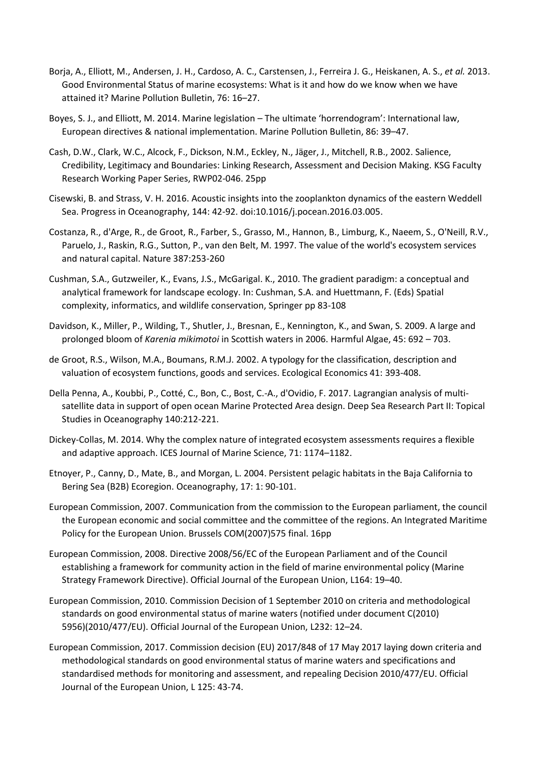Borja, A., Elliott, M., Andersen, J. H., Cardoso, A. C., Carstensen, J., Ferreira J. G., Heiskanen, A. S., *et al.* 2013. Good Environmental Status of marine ecosystems: What is it and how do we know when we have attained it? Marine Pollution Bulletin, 76: 16–27.

Boyes, S. J., and Elliott, M. 2014. Marine legislation – The ultimate 'horrendogram': International law, European directives & national implementation. Marine Pollution Bulletin, 86: 39–47.

Cash, D.W., Clark, W.C., Alcock, F., Dickson, N.M., Eckley, N., Jäger, J., Mitchell, R.B., 2002. Salience, Credibility, Legitimacy and Boundaries: Linking Research, Assessment and Decision Making. KSG Faculty Research Working Paper Series, RWP02-046. 25pp

Cisewski, B. and Strass, V. H. 2016. Acoustic insights into the zooplankton dynamics of the eastern Weddell Sea. Progress in Oceanography, 144: 42-92. doi:10.1016/j.pocean.2016.03.005.

Costanza, R., d'Arge, R., de Groot, R., Farber, S., Grasso, M., Hannon, B., Limburg, K., Naeem, S., O'Neill, R.V., Paruelo, J., Raskin, R.G., Sutton, P., van den Belt, M. 1997. The value of the world's ecosystem services and natural capital. Nature 387:253-260

Cushman, S.A., Gutzweiler, K., Evans, J.S., McGarigal. K., 2010. The gradient paradigm: a conceptual and analytical framework for landscape ecology. In: Cushman, S.A. and Huettmann, F. (Eds) Spatial complexity, informatics, and wildlife conservation, Springer pp 83-108

Davidson, K., Miller, P., Wilding, T., Shutler, J., Bresnan, E., Kennington, K., and Swan, S. 2009. A large and prolonged bloom of *Karenia mikimotoi* in Scottish waters in 2006. Harmful Algae, 45: 692 – 703.

de Groot, R.S., Wilson, M.A., Boumans, R.M.J. 2002. A typology for the classification, description and valuation of ecosystem functions, goods and services. Ecological Economics 41: 393-408.

Della Penna, A., Koubbi, P., Cotté, C., Bon, C., Bost, C.-A., d'Ovidio, F. 2017. Lagrangian analysis of multi-satellite data in support of open ocean Marine Protected Area design. Deep Sea Research Part II: Topical Studies in Oceanography 140:212-221.

Dickey-Collas, M. 2014. Why the complex nature of integrated ecosystem assessments requires a flexible and adaptive approach. ICES Journal of Marine Science, 71: 1174–1182.

Etnoyer, P., Canny, D., Mate, B., and Morgan, L. 2004. Persistent pelagic habitats in the Baja California to Bering Sea (B2B) Ecoregion. Oceanography, 17: 1: 90-101.

European Commission, 2007. Communication from the commission to the European parliament, the council the European economic and social committee and the committee of the regions. An Integrated Maritime Policy for the European Union. Brussels COM(2007)575 final. 16pp

European Commission, 2008. Directive 2008/56/EC of the European Parliament and of the Council establishing a framework for community action in the field of marine environmental policy (Marine Strategy Framework Directive). Official Journal of the European Union, L164: 19–40.

European Commission, 2010. Commission Decision of 1 September 2010 on criteria and methodological standards on good environmental status of marine waters (notified under document C(2010) 5956)(2010/477/EU). Official Journal of the European Union, L232: 12–24.

European Commission, 2017. Commission decision (EU) 2017/848 of 17 May 2017 laying down criteria and methodological standards on good environmental status of marine waters and specifications and standardised methods for monitoring and assessment, and repealing Decision 2010/477/EU. Official Journal of the European Union, L 125: 43-74.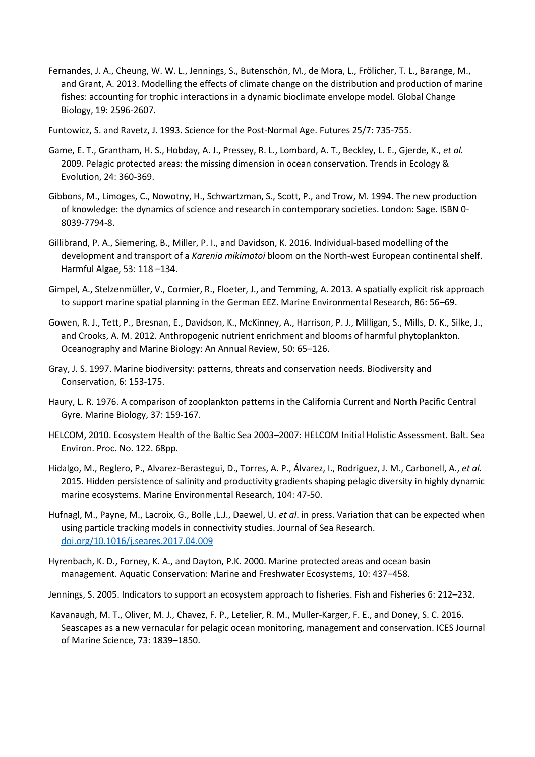Fernandes, J. A., Cheung, W. W. L., Jennings, S., Butenschön, M., de Mora, L., Frölicher, T. L., Barange, M., and Grant, A. 2013. Modelling the effects of climate change on the distribution and production of marine fishes: accounting for trophic interactions in a dynamic bioclimate envelope model. Global Change Biology, 19: 2596-2607.

Funtowicz, S. and Ravetz, J. 1993. Science for the Post-Normal Age. Futures 25/7: 735-755.

Game, E. T., Grantham, H. S., Hobday, A. J., Pressey, R. L., Lombard, A. T., Beckley, L. E., Gjerde, K., *et al.* 2009. Pelagic protected areas: the missing dimension in ocean conservation. Trends in Ecology & Evolution, 24: 360-369.

Gibbons, M., Limoges, C., Nowotny, H., Schwartzman, S., Scott, P., and Trow, M. 1994. The new production of knowledge: the dynamics of science and research in contemporary societies. London: Sage. ISBN 0-8039-7794-8.

Gillibrand, P. A., Siemering, B., Miller, P. I., and Davidson, K. 2016. Individual-based modelling of the development and transport of a *Karenia mikimotoi* bloom on the North-west European continental shelf. Harmful Algae, 53: 118 –134.

Gimpel, A., Stelzenmüller, V., Cormier, R., Floeter, J., and Temming, A. 2013. A spatially explicit risk approach to support marine spatial planning in the German EEZ. Marine Environmental Research, 86: 56–69.

Gowen, R. J., Tett, P., Bresnan, E., Davidson, K., McKinney, A., Harrison, P. J., Milligan, S., Mills, D. K., Silke, J., and Crooks, A. M. 2012. Anthropogenic nutrient enrichment and blooms of harmful phytoplankton. Oceanography and Marine Biology: An Annual Review, 50: 65–126.

Gray, J. S. 1997. Marine biodiversity: patterns, threats and conservation needs. Biodiversity and Conservation, 6: 153-175.

Haury, L. R. 1976. A comparison of zooplankton patterns in the California Current and North Pacific Central Gyre. Marine Biology, 37: 159-167.

HELCOM, 2010. Ecosystem Health of the Baltic Sea 2003–2007: HELCOM Initial Holistic Assessment. Balt. Sea Environ. Proc. No. 122. 68pp.

Hidalgo, M., Reglero, P., Alvarez-Berastegui, D., Torres, A. P., Álvarez, I., Rodriguez, J. M., Carbonell, A., *et al.* 2015. Hidden persistence of salinity and productivity gradients shaping pelagic diversity in highly dynamic marine ecosystems. Marine Environmental Research, 104: 47-50.

Hufnagl, M., Payne, M., Lacroix, G., Bolle ,L.J., Daewel, U. *et al*. in press. Variation that can be expected when using particle tracking models in connectivity studies. Journal of Sea Research. doi.org/10.1016/j.seares.2017.04.009

Hyrenbach, K. D., Forney, K. A., and Dayton, P.K. 2000. Marine protected areas and ocean basin management. Aquatic Conservation: Marine and Freshwater Ecosystems, 10: 437–458.

Jennings, S. 2005. Indicators to support an ecosystem approach to fisheries. Fish and Fisheries 6: 212–232.

Kavanaugh, M. T., Oliver, M. J., Chavez, F. P., Letelier, R. M., Muller-Karger, F. E., and Doney, S. C. 2016. Seascapes as a new vernacular for pelagic ocean monitoring, management and conservation. ICES Journal of Marine Science, 73: 1839–1850.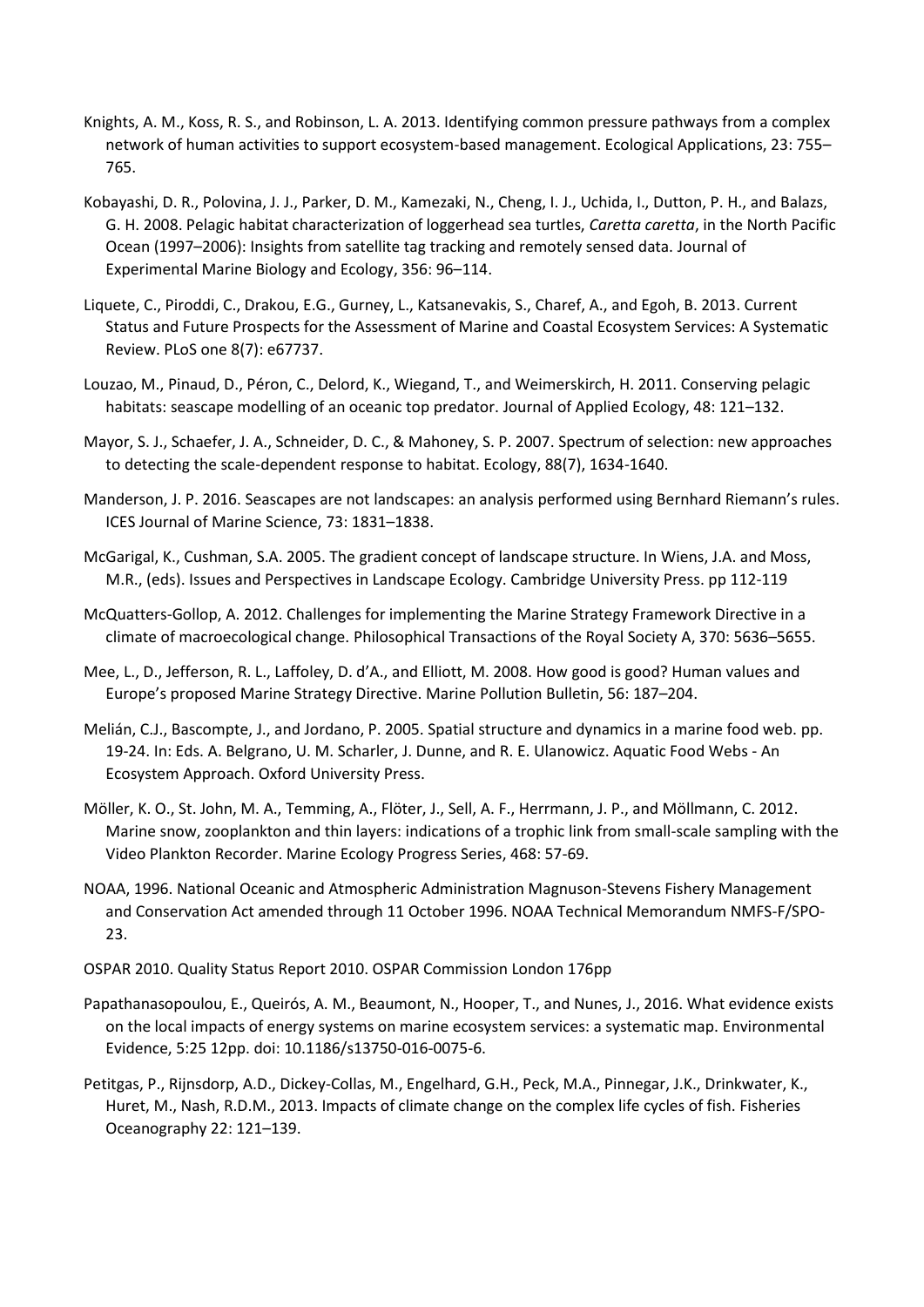Knights, A. M., Koss, R. S., and Robinson, L. A. 2013. Identifying common pressure pathways from a complex network of human activities to support ecosystem-based management. Ecological Applications, 23: 755–765.

Kobayashi, D. R., Polovina, J. J., Parker, D. M., Kamezaki, N., Cheng, I. J., Uchida, I., Dutton, P. H., and Balazs, G. H. 2008. Pelagic habitat characterization of loggerhead sea turtles, *Caretta caretta*, in the North Pacific Ocean (1997–2006): Insights from satellite tag tracking and remotely sensed data. Journal of Experimental Marine Biology and Ecology, 356: 96–114.

Liquete, C., Piroddi, C., Drakou, E.G., Gurney, L., Katsanevakis, S., Charef, A., and Egoh, B. 2013. Current Status and Future Prospects for the Assessment of Marine and Coastal Ecosystem Services: A Systematic Review. PLoS one 8(7): e67737.

Louzao, M., Pinaud, D., Péron, C., Delord, K., Wiegand, T., and Weimerskirch, H. 2011. Conserving pelagic habitats: seascape modelling of an oceanic top predator. Journal of Applied Ecology, 48: 121–132.

Mayor, S. J., Schaefer, J. A., Schneider, D. C., & Mahoney, S. P. 2007. Spectrum of selection: new approaches to detecting the scale-dependent response to habitat. Ecology, 88(7), 1634-1640.

Manderson, J. P. 2016. Seascapes are not landscapes: an analysis performed using Bernhard Riemann's rules. ICES Journal of Marine Science, 73: 1831–1838.

McGarigal, K., Cushman, S.A. 2005. The gradient concept of landscape structure. In Wiens, J.A. and Moss, M.R., (eds). Issues and Perspectives in Landscape Ecology. Cambridge University Press. pp 112-119

McQuatters-Gollop, A. 2012. Challenges for implementing the Marine Strategy Framework Directive in a climate of macroecological change. Philosophical Transactions of the Royal Society A, 370: 5636–5655.

Mee, L., D., Jefferson, R. L., Laffoley, D. d'A., and Elliott, M. 2008. How good is good? Human values and Europe's proposed Marine Strategy Directive. Marine Pollution Bulletin, 56: 187–204.

Melián, C.J., Bascompte, J., and Jordano, P. 2005. Spatial structure and dynamics in a marine food web. pp. 19-24. In: Eds. A. Belgrano, U. M. Scharler, J. Dunne, and R. E. Ulanowicz. Aquatic Food Webs - An Ecosystem Approach. Oxford University Press.

Möller, K. O., St. John, M. A., Temming, A., Flöter, J., Sell, A. F., Herrmann, J. P., and Möllmann, C. 2012. Marine snow, zooplankton and thin layers: indications of a trophic link from small-scale sampling with the Video Plankton Recorder. Marine Ecology Progress Series, 468: 57-69.

NOAA, 1996. National Oceanic and Atmospheric Administration Magnuson-Stevens Fishery Management and Conservation Act amended through 11 October 1996. NOAA Technical Memorandum NMFS-F/SPO-23.

OSPAR 2010. Quality Status Report 2010. OSPAR Commission London 176pp

Papathanasopoulou, E., Queirós, A. M., Beaumont, N., Hooper, T., and Nunes, J., 2016. What evidence exists on the local impacts of energy systems on marine ecosystem services: a systematic map. Environmental Evidence, 5:25 12pp. doi: 10.1186/s13750-016-0075-6.

Petitgas, P., Rijnsdorp, A.D., Dickey-Collas, M., Engelhard, G.H., Peck, M.A., Pinnegar, J.K., Drinkwater, K., Huret, M., Nash, R.D.M., 2013. Impacts of climate change on the complex life cycles of fish. Fisheries Oceanography 22: 121–139.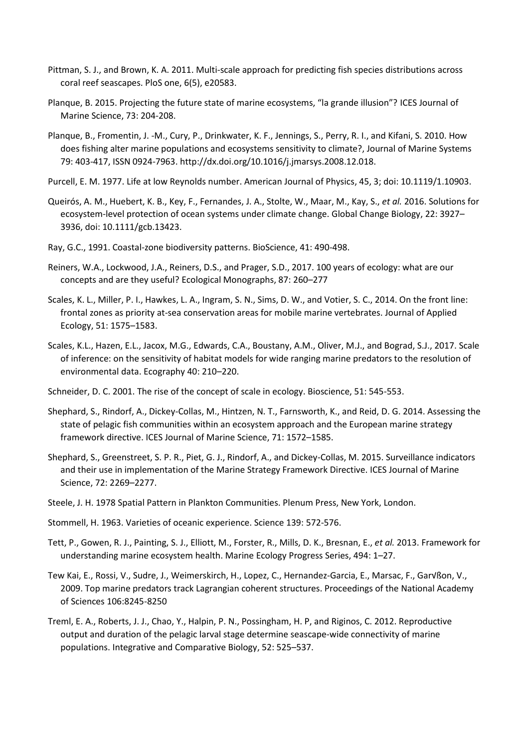Pittman, S. J., and Brown, K. A. 2011. Multi-scale approach for predicting fish species distributions across coral reef seascapes. PloS one, 6(5), e20583.

Planque, B. 2015. Projecting the future state of marine ecosystems, "la grande illusion"? ICES Journal of Marine Science, 73: 204-208.

Planque, B., Fromentin, J. -M., Cury, P., Drinkwater, K. F., Jennings, S., Perry, R. I., and Kifani, S. 2010. How does fishing alter marine populations and ecosystems sensitivity to climate?, Journal of Marine Systems 79: 403-417, ISSN 0924-7963. http://dx.doi.org/10.1016/j.jmarsys.2008.12.018.

Purcell, E. M. 1977. Life at low Reynolds number. American Journal of Physics, 45, 3; doi: 10.1119/1.10903.

Queirós, A. M., Huebert, K. B., Key, F., Fernandes, J. A., Stolte, W., Maar, M., Kay, S., *et al.* 2016. Solutions for ecosystem-level protection of ocean systems under climate change. Global Change Biology, 22: 3927–3936, doi: 10.1111/gcb.13423.

Ray, G.C., 1991. Coastal-zone biodiversity patterns. BioScience, 41: 490-498.

Reiners, W.A., Lockwood, J.A., Reiners, D.S., and Prager, S.D., 2017. 100 years of ecology: what are our concepts and are they useful? Ecological Monographs, 87: 260–277

Scales, K. L., Miller, P. I., Hawkes, L. A., Ingram, S. N., Sims, D. W., and Votier, S. C., 2014. On the front line: frontal zones as priority at-sea conservation areas for mobile marine vertebrates. Journal of Applied Ecology, 51: 1575–1583.

Scales, K.L., Hazen, E.L., Jacox, M.G., Edwards, C.A., Boustany, A.M., Oliver, M.J., and Bograd, S.J., 2017. Scale of inference: on the sensitivity of habitat models for wide ranging marine predators to the resolution of environmental data. Ecography 40: 210–220.

Schneider, D. C. 2001. The rise of the concept of scale in ecology. Bioscience, 51: 545-553.

Shephard, S., Rindorf, A., Dickey-Collas, M., Hintzen, N. T., Farnsworth, K., and Reid, D. G. 2014. Assessing the state of pelagic fish communities within an ecosystem approach and the European marine strategy framework directive. ICES Journal of Marine Science, 71: 1572–1585.

Shephard, S., Greenstreet, S. P. R., Piet, G. J., Rindorf, A., and Dickey-Collas, M. 2015. Surveillance indicators and their use in implementation of the Marine Strategy Framework Directive. ICES Journal of Marine Science, 72: 2269–2277.

Steele, J. H. 1978 Spatial Pattern in Plankton Communities. Plenum Press, New York, London.

Stommell, H. 1963. Varieties of oceanic experience. Science 139: 572-576.

Tett, P., Gowen, R. J., Painting, S. J., Elliott, M., Forster, R., Mills, D. K., Bresnan, E., *et al.* 2013. Framework for understanding marine ecosystem health. Marine Ecology Progress Series, 494: 1–27.

Tew Kai, E., Rossi, V., Sudre, J., Weimerskirch, H., Lopez, C., Hernandez-Garcia, E., Marsac, F., Gar√ßon, V., 2009. Top marine predators track Lagrangian coherent structures. Proceedings of the National Academy of Sciences 106:8245-8250

Treml, E. A., Roberts, J. J., Chao, Y., Halpin, P. N., Possingham, H. P, and Riginos, C. 2012. Reproductive output and duration of the pelagic larval stage determine seascape-wide connectivity of marine populations. Integrative and Comparative Biology, 52: 525–537.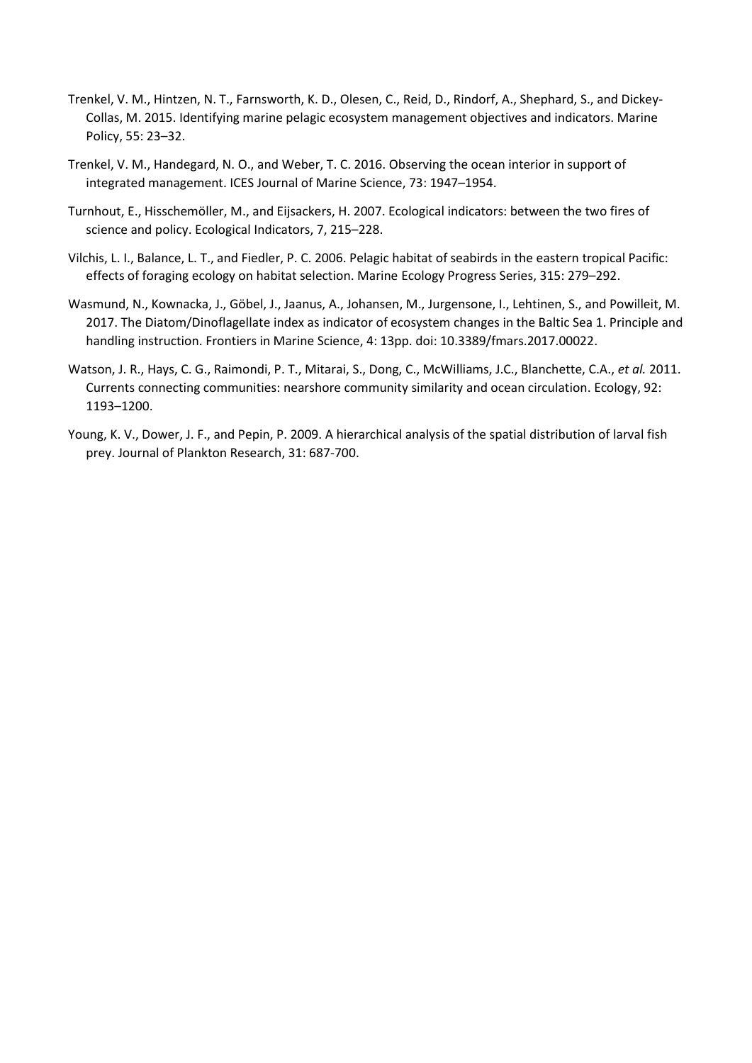Trenkel, V. M., Hintzen, N. T., Farnsworth, K. D., Olesen, C., Reid, D., Rindorf, A., Shephard, S., and Dickey-Collas, M. 2015. Identifying marine pelagic ecosystem management objectives and indicators. Marine Policy, 55: 23–32.

Trenkel, V. M., Handegard, N. O., and Weber, T. C. 2016. Observing the ocean interior in support of integrated management. ICES Journal of Marine Science, 73: 1947–1954.

Turnhout, E., Hisschemöller, M., and Eijsackers, H. 2007. Ecological indicators: between the two fires of science and policy. Ecological Indicators, 7, 215–228.

Vilchis, L. I., Balance, L. T., and Fiedler, P. C. 2006. Pelagic habitat of seabirds in the eastern tropical Pacific: effects of foraging ecology on habitat selection. Marine Ecology Progress Series, 315: 279–292.

Wasmund, N., Kownacka, J., Göbel, J., Jaanus, A., Johansen, M., Jurgensone, I., Lehtinen, S., and Powilleit, M. 2017. The Diatom/Dinoflagellate index as indicator of ecosystem changes in the Baltic Sea 1. Principle and handling instruction. Frontiers in Marine Science, 4: 13pp. doi: 10.3389/fmars.2017.00022.

Watson, J. R., Hays, C. G., Raimondi, P. T., Mitarai, S., Dong, C., McWilliams, J.C., Blanchette, C.A., *et al.* 2011. Currents connecting communities: nearshore community similarity and ocean circulation. Ecology, 92: 1193–1200.

Young, K. V., Dower, J. F., and Pepin, P. 2009. A hierarchical analysis of the spatial distribution of larval fish prey. Journal of Plankton Research, 31: 687-700.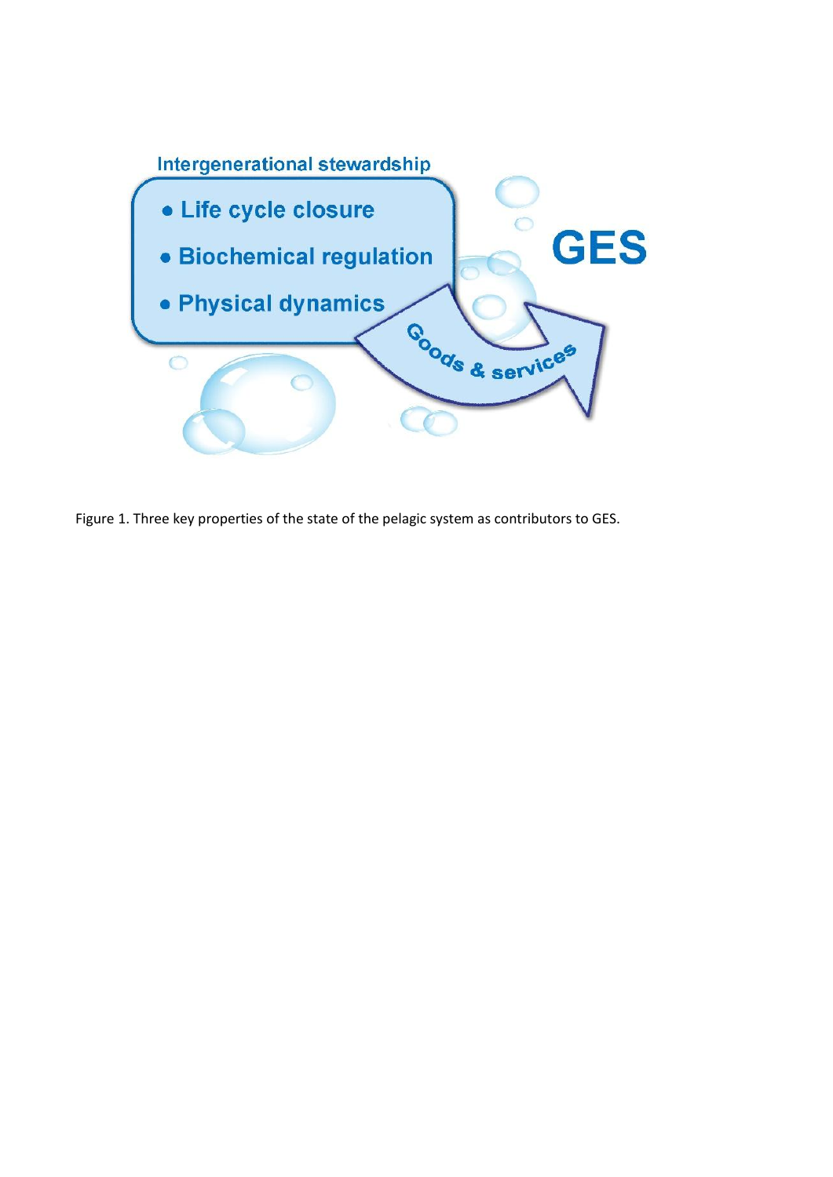Intergenerational stewardship

- Life cycle closure
- Biochemical regulation
- Physical dynamics

GES

Goods & services

Figure 1. Three key properties of the state of the pelagic system as contributors to GES.